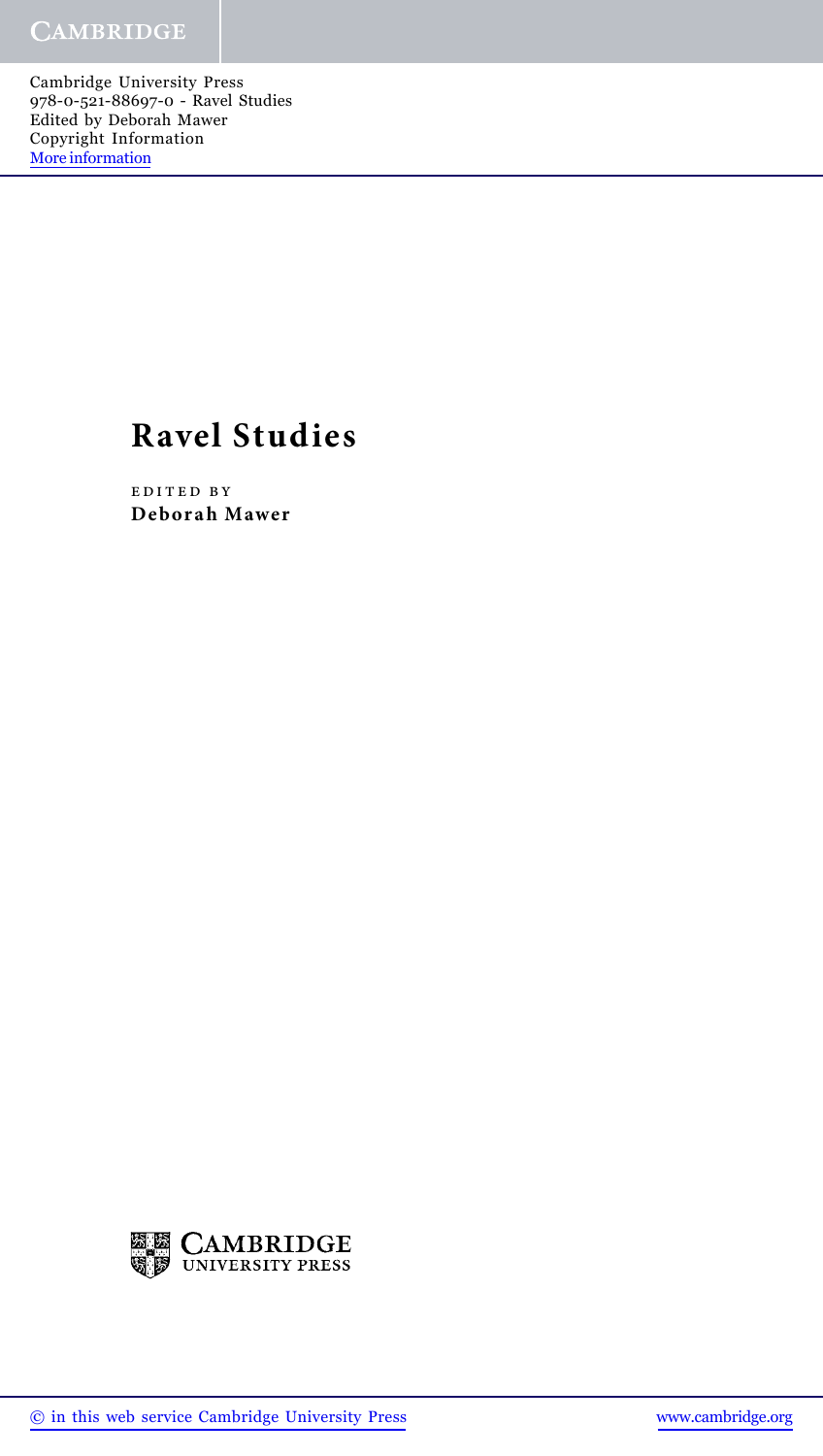Cambridge University Press
978-0-521-88697-0 - Ravel Studies
Edited by Deborah Mawer
Copyright Information
More information

# Ravel Studies

EDITED BY
**Deborah Mawer**

CAMBRIDGE
UNIVERSITY PRESS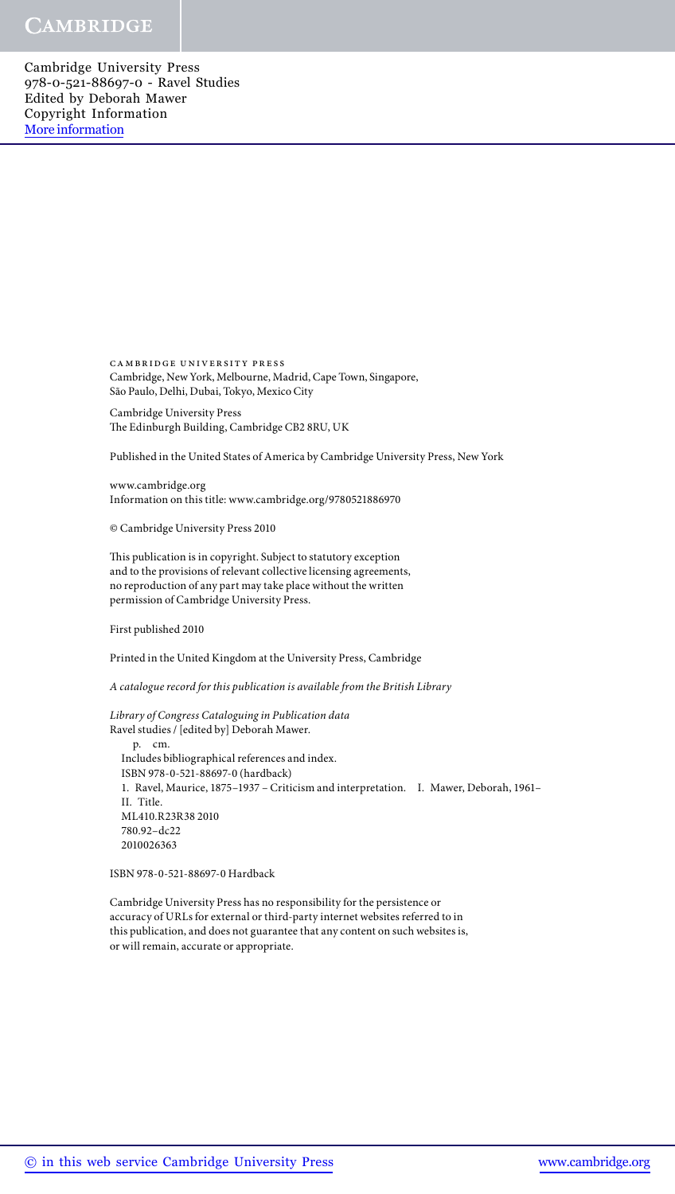cambridge university press
Cambridge, New York, Melbourne, Madrid, Cape Town, Singapore,
São Paulo, Delhi, Dubai, Tokyo, Mexico City

Cambridge University Press
The Edinburgh Building, Cambridge CB2 8RU, UK

Published in the United States of America by Cambridge University Press, New York

www.cambridge.org
Information on this title: www.cambridge.org/9780521886970

© Cambridge University Press 2010

This publication is in copyright. Subject to statutory exception
and to the provisions of relevant collective licensing agreements,
no reproduction of any part may take place without the written
permission of Cambridge University Press.

First published 2010

Printed in the United Kingdom at the University Press, Cambridge

*A catalogue record for this publication is available from the British Library*

*Library of Congress Cataloguing in Publication data*
Ravel studies / [edited by] Deborah Mawer.
p. cm.
Includes bibliographical references and index.
ISBN 978-0-521-88697-0 (hardback)
1. Ravel, Maurice, 1875–1937 – Criticism and interpretation. I. Mawer, Deborah, 1961–
II. Title.
ML410.R23R38 2010
780.92–dc22
2010026363

ISBN 978-0-521-88697-0 Hardback

Cambridge University Press has no responsibility for the persistence or
accuracy of URLs for external or third-party internet websites referred to in
this publication, and does not guarantee that any content on such websites is,
or will remain, accurate or appropriate.